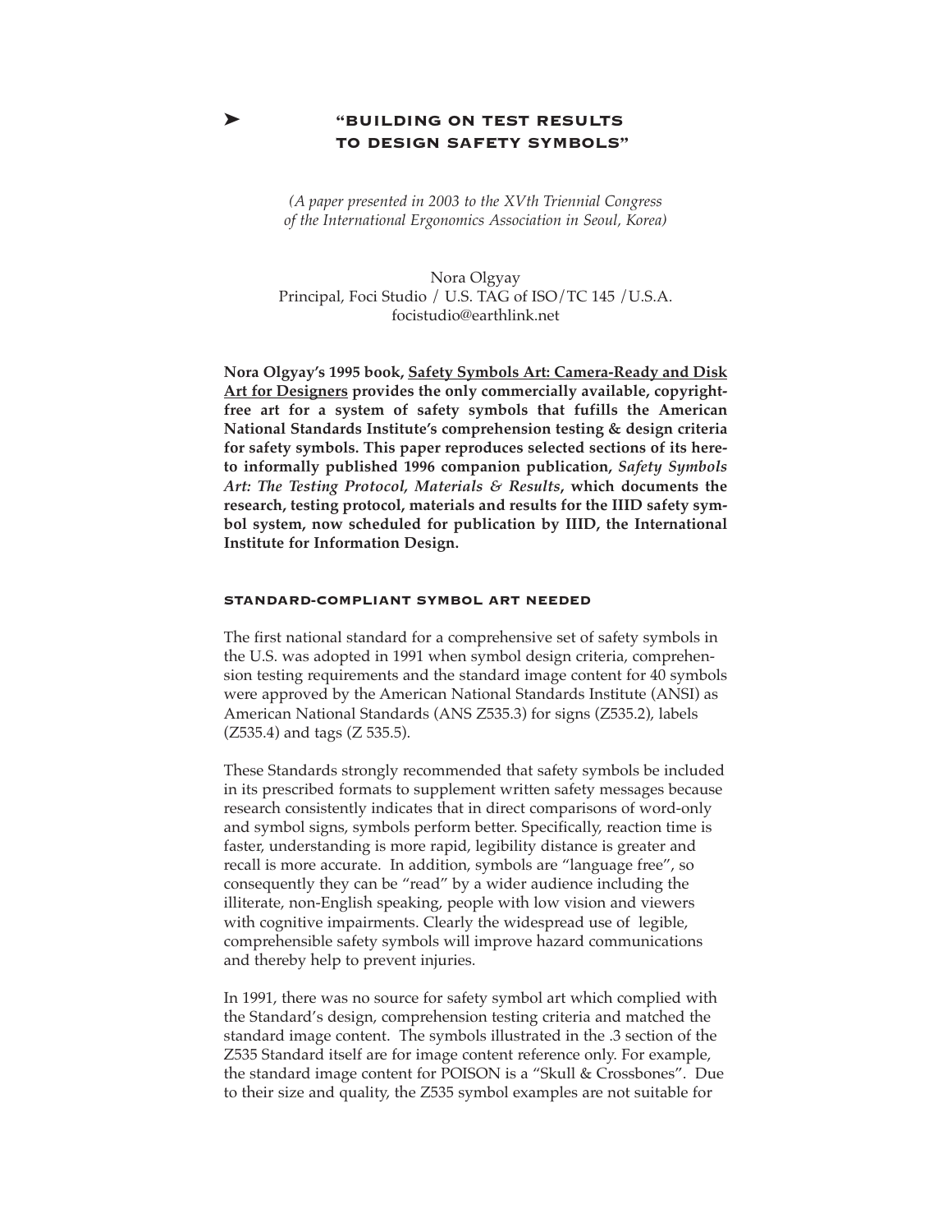# ➤ "BUILDING ON TEST RESULTS TO DESIGN SAFETY SYMBOLS"

*(A paper presented in 2003 to the XVth Triennial Congress of the International Ergonomics Association in Seoul, Korea)*

Nora Olgyay
Principal, Foci Studio / U.S. TAG of ISO/TC 145 /U.S.A.
focistudio@earthlink.net

**Nora Olgyay's 1995 book, <u>Safety Symbols Art: Camera-Ready and Disk Art for Designers</u> provides the only commercially available, copyright-free art for a system of safety symbols that fufills the American National Standards Institute's comprehension testing & design criteria for safety symbols. This paper reproduces selected sections of its hereto informally published 1996 companion publication, *Safety Symbols Art: The Testing Protocol, Materials & Results*, which documents the research, testing protocol, materials and results for the IIID safety symbol system, now scheduled for publication by IIID, the International Institute for Information Design.**

## STANDARD-COMPLIANT SYMBOL ART NEEDED

The first national standard for a comprehensive set of safety symbols in the U.S. was adopted in 1991 when symbol design criteria, comprehension testing requirements and the standard image content for 40 symbols were approved by the American National Standards Institute (ANSI) as American National Standards (ANS Z535.3) for signs (Z535.2), labels (Z535.4) and tags (Z 535.5).

These Standards strongly recommended that safety symbols be included in its prescribed formats to supplement written safety messages because research consistently indicates that in direct comparisons of word-only and symbol signs, symbols perform better. Specifically, reaction time is faster, understanding is more rapid, legibility distance is greater and recall is more accurate. In addition, symbols are "language free", so consequently they can be "read" by a wider audience including the illiterate, non-English speaking, people with low vision and viewers with cognitive impairments. Clearly the widespread use of legible, comprehensible safety symbols will improve hazard communications and thereby help to prevent injuries.

In 1991, there was no source for safety symbol art which complied with the Standard's design, comprehension testing criteria and matched the standard image content. The symbols illustrated in the .3 section of the Z535 Standard itself are for image content reference only. For example, the standard image content for POISON is a "Skull & Crossbones". Due to their size and quality, the Z535 symbol examples are not suitable for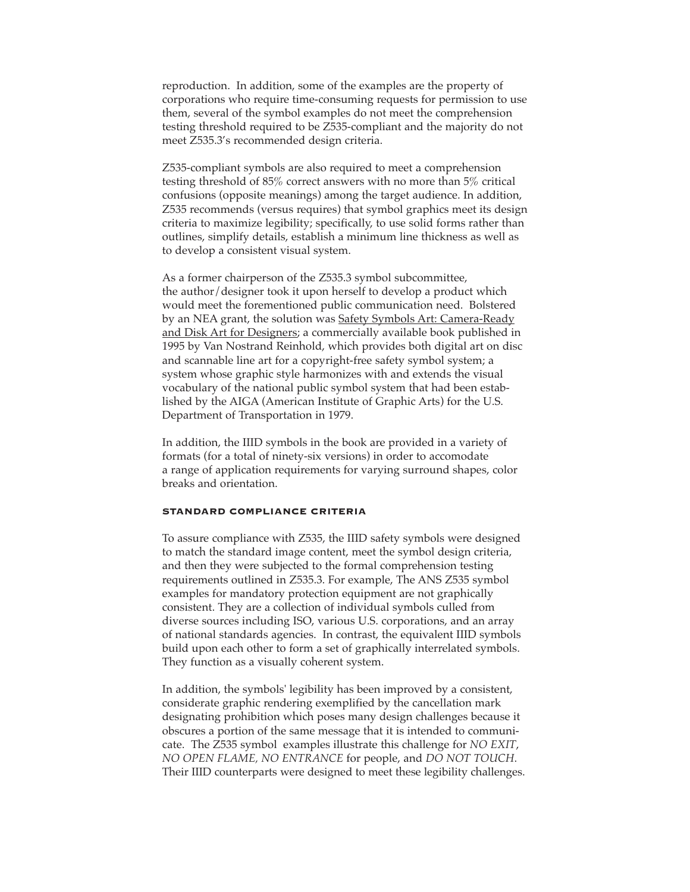reproduction. In addition, some of the examples are the property of corporations who require time-consuming requests for permission to use them, several of the symbol examples do not meet the comprehension testing threshold required to be Z535-compliant and the majority do not meet Z535.3's recommended design criteria.

Z535-compliant symbols are also required to meet a comprehension testing threshold of 85% correct answers with no more than 5% critical confusions (opposite meanings) among the target audience. In addition, Z535 recommends (versus requires) that symbol graphics meet its design criteria to maximize legibility; specifically, to use solid forms rather than outlines, simplify details, establish a minimum line thickness as well as to develop a consistent visual system.

As a former chairperson of the Z535.3 symbol subcommittee, the author/designer took it upon herself to develop a product which would meet the forementioned public communication need. Bolstered by an NEA grant, the solution was Safety Symbols Art: Camera-Ready and Disk Art for Designers; a commercially available book published in 1995 by Van Nostrand Reinhold, which provides both digital art on disc and scannable line art for a copyright-free safety symbol system; a system whose graphic style harmonizes with and extends the visual vocabulary of the national public symbol system that had been established by the AIGA (American Institute of Graphic Arts) for the U.S. Department of Transportation in 1979.

In addition, the IIID symbols in the book are provided in a variety of formats (for a total of ninety-six versions) in order to accomodate a range of application requirements for varying surround shapes, color breaks and orientation.

## STANDARD COMPLIANCE CRITERIA

To assure compliance with Z535, the IIID safety symbols were designed to match the standard image content, meet the symbol design criteria, and then they were subjected to the formal comprehension testing requirements outlined in Z535.3. For example, The ANS Z535 symbol examples for mandatory protection equipment are not graphically consistent. They are a collection of individual symbols culled from diverse sources including ISO, various U.S. corporations, and an array of national standards agencies. In contrast, the equivalent IIID symbols build upon each other to form a set of graphically interrelated symbols. They function as a visually coherent system.

In addition, the symbols' legibility has been improved by a consistent, considerate graphic rendering exemplified by the cancellation mark designating prohibition which poses many design challenges because it obscures a portion of the same message that it is intended to communicate. The Z535 symbol examples illustrate this challenge for *NO EXIT*, *NO OPEN FLAME, NO ENTRANCE* for people, and *DO NOT TOUCH*. Their IIID counterparts were designed to meet these legibility challenges.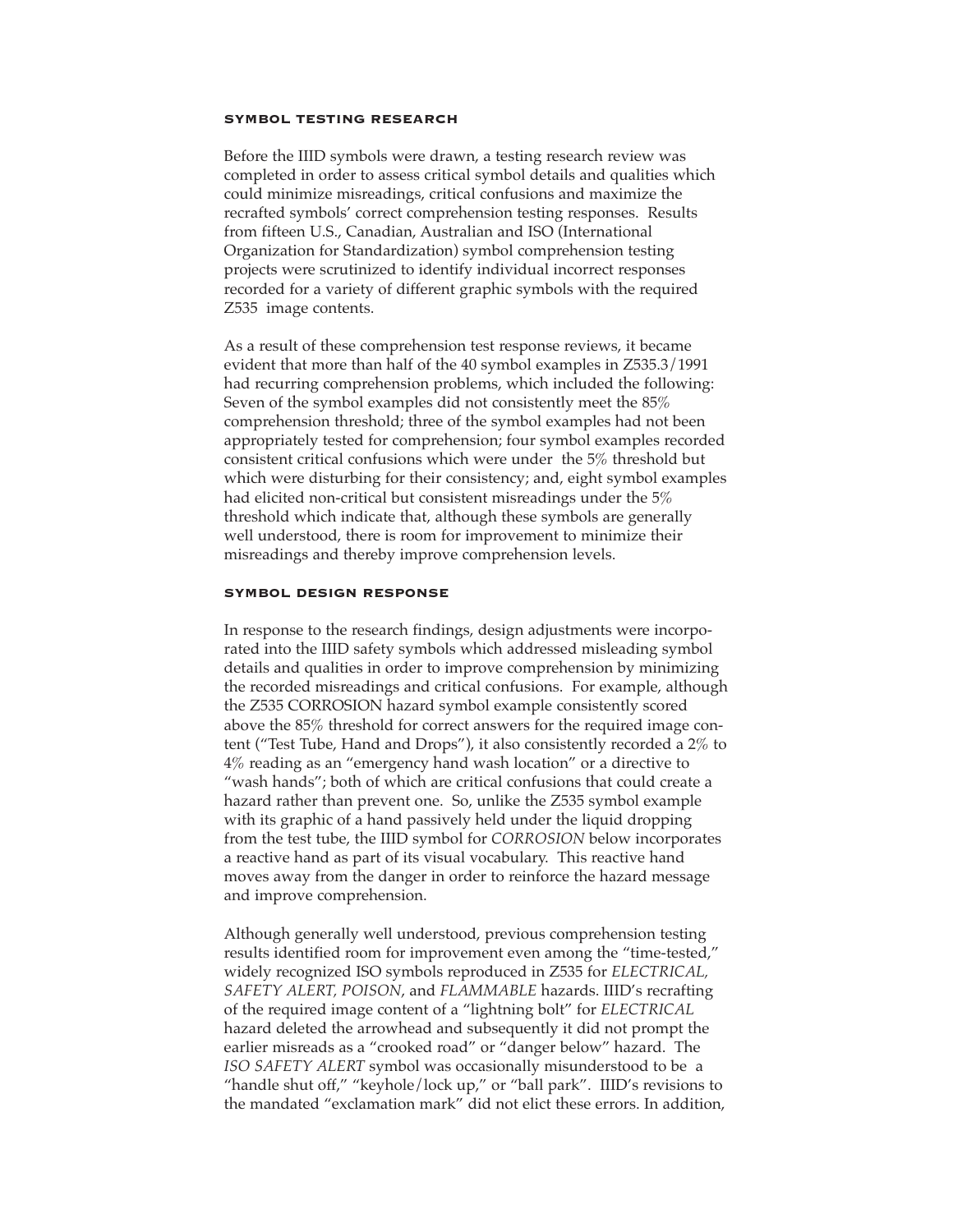### symbol testing research

Before the IIID symbols were drawn, a testing research review was completed in order to assess critical symbol details and qualities which could minimize misreadings, critical confusions and maximize the recrafted symbols' correct comprehension testing responses. Results from fifteen U.S., Canadian, Australian and ISO (International Organization for Standardization) symbol comprehension testing projects were scrutinized to identify individual incorrect responses recorded for a variety of different graphic symbols with the required Z535 image contents.

As a result of these comprehension test response reviews, it became evident that more than half of the 40 symbol examples in Z535.3/1991 had recurring comprehension problems, which included the following: Seven of the symbol examples did not consistently meet the 85% comprehension threshold; three of the symbol examples had not been appropriately tested for comprehension; four symbol examples recorded consistent critical confusions which were under the 5% threshold but which were disturbing for their consistency; and, eight symbol examples had elicited non-critical but consistent misreadings under the 5% threshold which indicate that, although these symbols are generally well understood, there is room for improvement to minimize their misreadings and thereby improve comprehension levels.

### symbol design response

In response to the research findings, design adjustments were incorporated into the IIID safety symbols which addressed misleading symbol details and qualities in order to improve comprehension by minimizing the recorded misreadings and critical confusions. For example, although the Z535 CORROSION hazard symbol example consistently scored above the 85% threshold for correct answers for the required image content ("Test Tube, Hand and Drops"), it also consistently recorded a 2% to 4% reading as an "emergency hand wash location" or a directive to "wash hands"; both of which are critical confusions that could create a hazard rather than prevent one. So, unlike the Z535 symbol example with its graphic of a hand passively held under the liquid dropping from the test tube, the IIID symbol for *CORROSION* below incorporates a reactive hand as part of its visual vocabulary. This reactive hand moves away from the danger in order to reinforce the hazard message and improve comprehension.

Although generally well understood, previous comprehension testing results identified room for improvement even among the "time-tested," widely recognized ISO symbols reproduced in Z535 for *ELECTRICAL, SAFETY ALERT, POISON*, and *FLAMMABLE* hazards. IIID's recrafting of the required image content of a "lightning bolt" for *ELECTRICAL* hazard deleted the arrowhead and subsequently it did not prompt the earlier misreads as a "crooked road" or "danger below" hazard. The *ISO SAFETY ALERT* symbol was occasionally misunderstood to be a "handle shut off," "keyhole/lock up," or "ball park". IIID's revisions to the mandated "exclamation mark" did not elict these errors. In addition,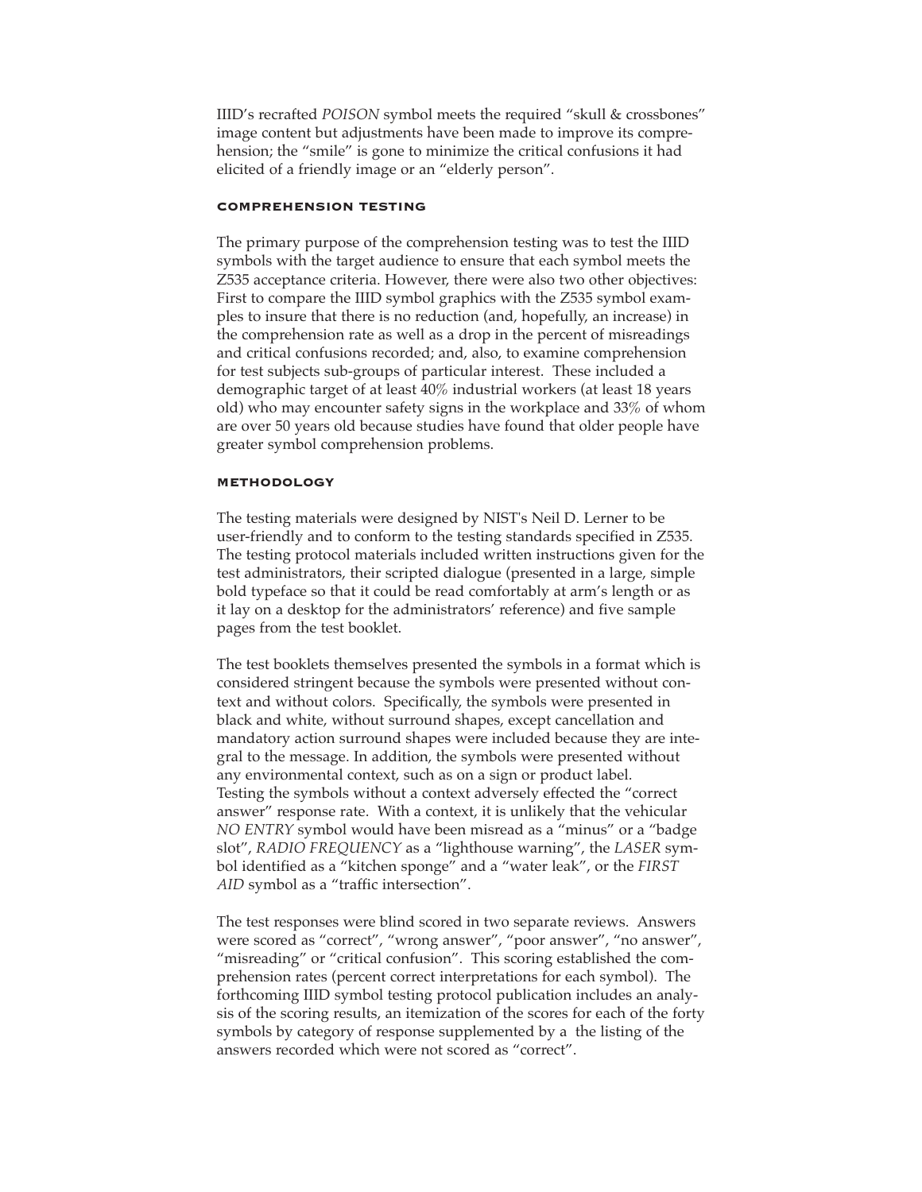IIID's recrafted *POISON* symbol meets the required "skull & crossbones" image content but adjustments have been made to improve its comprehension; the "smile" is gone to minimize the critical confusions it had elicited of a friendly image or an "elderly person".

### comprehension testing

The primary purpose of the comprehension testing was to test the IIID symbols with the target audience to ensure that each symbol meets the Z535 acceptance criteria. However, there were also two other objectives: First to compare the IIID symbol graphics with the Z535 symbol examples to insure that there is no reduction (and, hopefully, an increase) in the comprehension rate as well as a drop in the percent of misreadings and critical confusions recorded; and, also, to examine comprehension for test subjects sub-groups of particular interest. These included a demographic target of at least 40% industrial workers (at least 18 years old) who may encounter safety signs in the workplace and 33% of whom are over 50 years old because studies have found that older people have greater symbol comprehension problems.

### methodology

The testing materials were designed by NIST's Neil D. Lerner to be user-friendly and to conform to the testing standards specified in Z535. The testing protocol materials included written instructions given for the test administrators, their scripted dialogue (presented in a large, simple bold typeface so that it could be read comfortably at arm's length or as it lay on a desktop for the administrators' reference) and five sample pages from the test booklet.

The test booklets themselves presented the symbols in a format which is considered stringent because the symbols were presented without context and without colors. Specifically, the symbols were presented in black and white, without surround shapes, except cancellation and mandatory action surround shapes were included because they are integral to the message. In addition, the symbols were presented without any environmental context, such as on a sign or product label. Testing the symbols without a context adversely effected the "correct answer" response rate. With a context, it is unlikely that the vehicular *NO ENTRY* symbol would have been misread as a "minus" or a "badge slot", *RADIO FREQUENCY* as a "lighthouse warning", the *LASER* symbol identified as a "kitchen sponge" and a "water leak", or the *FIRST AID* symbol as a "traffic intersection".

The test responses were blind scored in two separate reviews. Answers were scored as "correct", "wrong answer", "poor answer", "no answer", "misreading" or "critical confusion". This scoring established the comprehension rates (percent correct interpretations for each symbol). The forthcoming IIID symbol testing protocol publication includes an analysis of the scoring results, an itemization of the scores for each of the forty symbols by category of response supplemented by a the listing of the answers recorded which were not scored as "correct".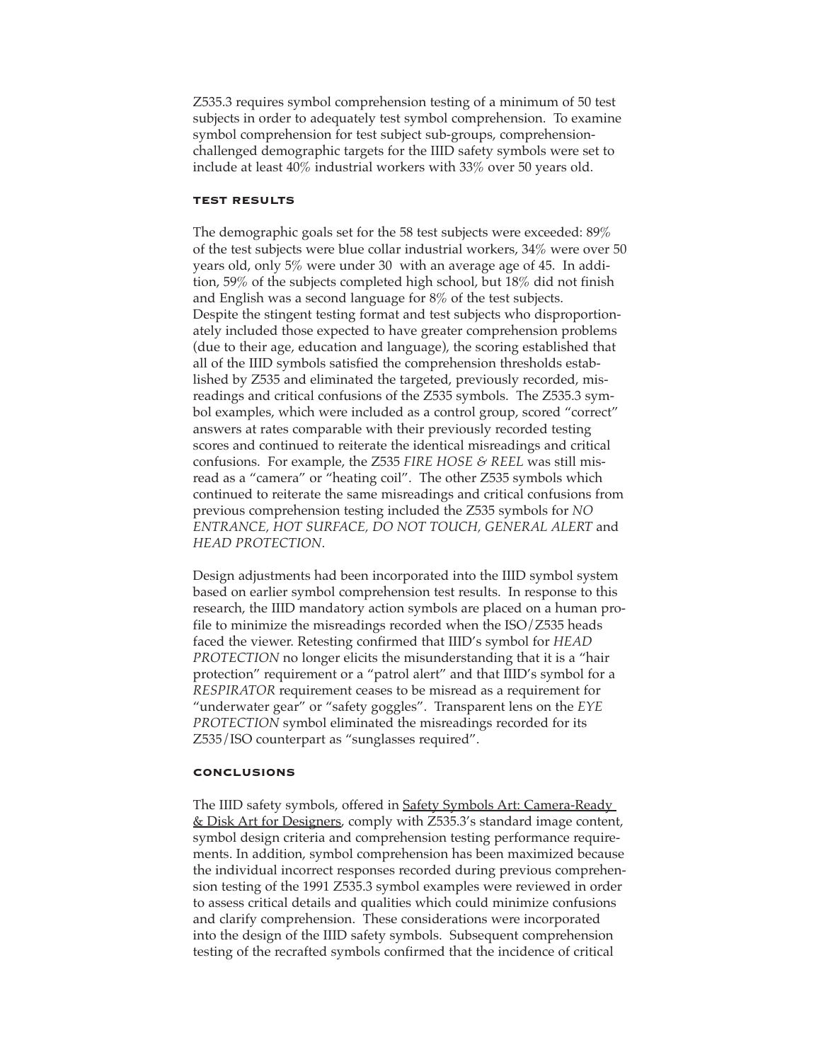Z535.3 requires symbol comprehension testing of a minimum of 50 test subjects in order to adequately test symbol comprehension. To examine symbol comprehension for test subject sub-groups, comprehension-challenged demographic targets for the IIID safety symbols were set to include at least 40% industrial workers with 33% over 50 years old.

## TEST RESULTS

The demographic goals set for the 58 test subjects were exceeded: 89% of the test subjects were blue collar industrial workers, 34% were over 50 years old, only 5% were under 30 with an average age of 45. In addition, 59% of the subjects completed high school, but 18% did not finish and English was a second language for 8% of the test subjects. Despite the stingent testing format and test subjects who disproportionately included those expected to have greater comprehension problems (due to their age, education and language), the scoring established that all of the IIID symbols satisfied the comprehension thresholds established by Z535 and eliminated the targeted, previously recorded, misreadings and critical confusions of the Z535 symbols. The Z535.3 symbol examples, which were included as a control group, scored "correct" answers at rates comparable with their previously recorded testing scores and continued to reiterate the identical misreadings and critical confusions. For example, the Z535 *FIRE HOSE & REEL* was still misread as a "camera" or "heating coil". The other Z535 symbols which continued to reiterate the same misreadings and critical confusions from previous comprehension testing included the Z535 symbols for *NO ENTRANCE*, *HOT SURFACE, DO NOT TOUCH, GENERAL ALERT* and *HEAD PROTECTION*.

Design adjustments had been incorporated into the IIID symbol system based on earlier symbol comprehension test results. In response to this research, the IIID mandatory action symbols are placed on a human profile to minimize the misreadings recorded when the ISO/Z535 heads faced the viewer. Retesting confirmed that IIID's symbol for *HEAD PROTECTION* no longer elicits the misunderstanding that it is a "hair protection" requirement or a "patrol alert" and that IIID's symbol for a *RESPIRATOR* requirement ceases to be misread as a requirement for "underwater gear" or "safety goggles". Transparent lens on the *EYE PROTECTION* symbol eliminated the misreadings recorded for its Z535/ISO counterpart as "sunglasses required".

## CONCLUSIONS

The IIID safety symbols, offered in Safety Symbols Art: Camera-Ready & Disk Art for Designers, comply with Z535.3's standard image content, symbol design criteria and comprehension testing performance requirements. In addition, symbol comprehension has been maximized because the individual incorrect responses recorded during previous comprehension testing of the 1991 Z535.3 symbol examples were reviewed in order to assess critical details and qualities which could minimize confusions and clarify comprehension. These considerations were incorporated into the design of the IIID safety symbols. Subsequent comprehension testing of the recrafted symbols confirmed that the incidence of critical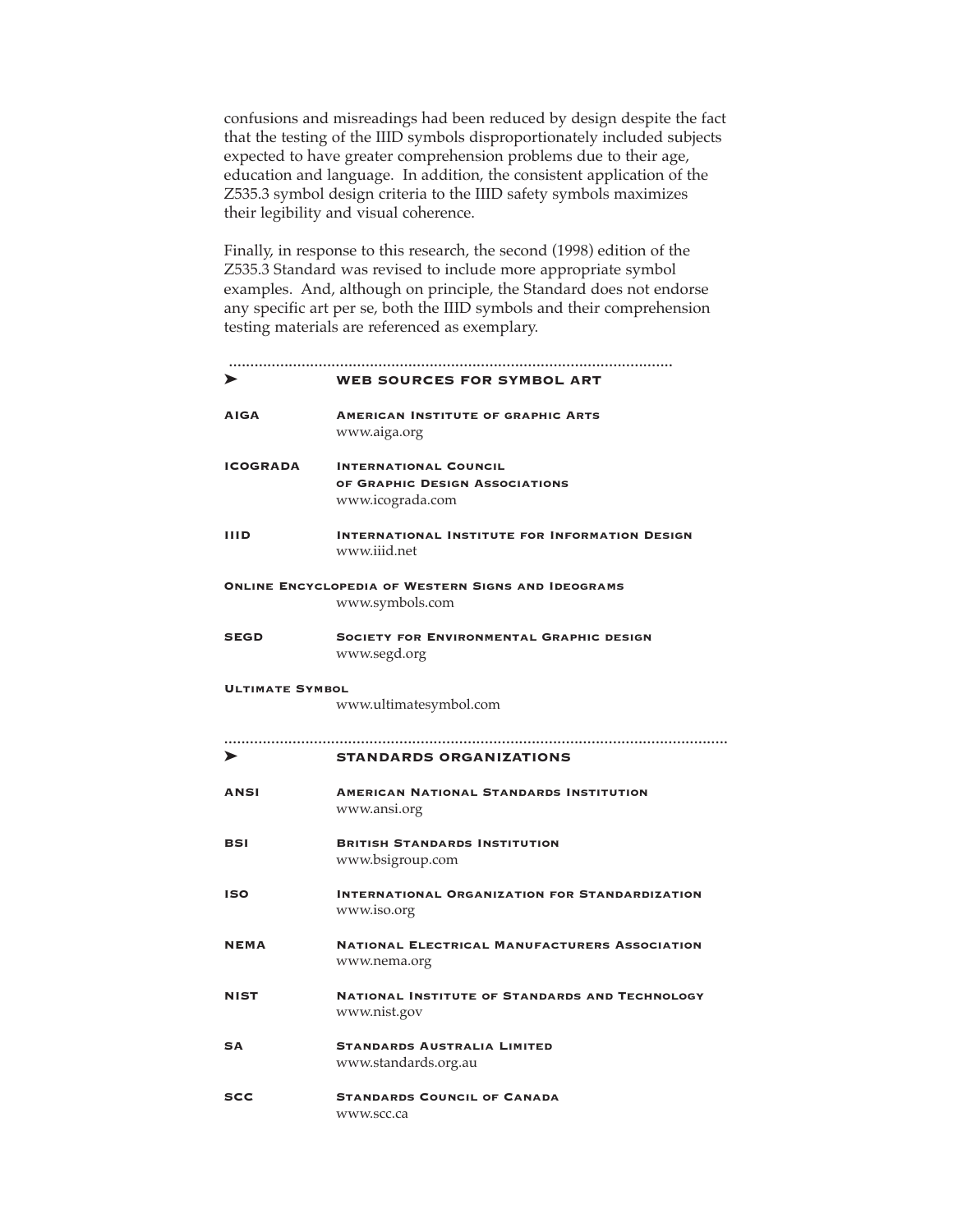confusions and misreadings had been reduced by design despite the fact that the testing of the IIID symbols disproportionately included subjects expected to have greater comprehension problems due to their age, education and language. In addition, the consistent application of the Z535.3 symbol design criteria to the IIID safety symbols maximizes their legibility and visual coherence.

Finally, in response to this research, the second (1998) edition of the Z535.3 Standard was revised to include more appropriate symbol examples. And, although on principle, the Standard does not endorse any specific art per se, both the IIID symbols and their comprehension testing materials are referenced as exemplary.

## ➤ WEB SOURCES FOR SYMBOL ART

**AIGA** — **AMERICAN INSTITUTE OF GRAPHIC ARTS**
www.aiga.org

**ICOGRADA** — **INTERNATIONAL COUNCIL OF GRAPHIC DESIGN ASSOCIATIONS**
www.icograda.com

**IIID** — **INTERNATIONAL INSTITUTE FOR INFORMATION DESIGN**
www.iiid.net

**ONLINE ENCYCLOPEDIA OF WESTERN SIGNS AND IDEOGRAMS**
www.symbols.com

**SEGD** — **SOCIETY FOR ENVIRONMENTAL GRAPHIC DESIGN**
www.segd.org

**ULTIMATE SYMBOL**
www.ultimatesymbol.com

## ➤ STANDARDS ORGANIZATIONS

**ANSI** — **AMERICAN NATIONAL STANDARDS INSTITUTION**
www.ansi.org

**BSI** — **BRITISH STANDARDS INSTITUTION**
www.bsigroup.com

**ISO** — **INTERNATIONAL ORGANIZATION FOR STANDARDIZATION**
www.iso.org

**NEMA** — **NATIONAL ELECTRICAL MANUFACTURERS ASSOCIATION**
www.nema.org

**NIST** — **NATIONAL INSTITUTE OF STANDARDS AND TECHNOLOGY**
www.nist.gov

**SA** — **STANDARDS AUSTRALIA LIMITED**
www.standards.org.au

**SCC** — **STANDARDS COUNCIL OF CANADA**
www.scc.ca